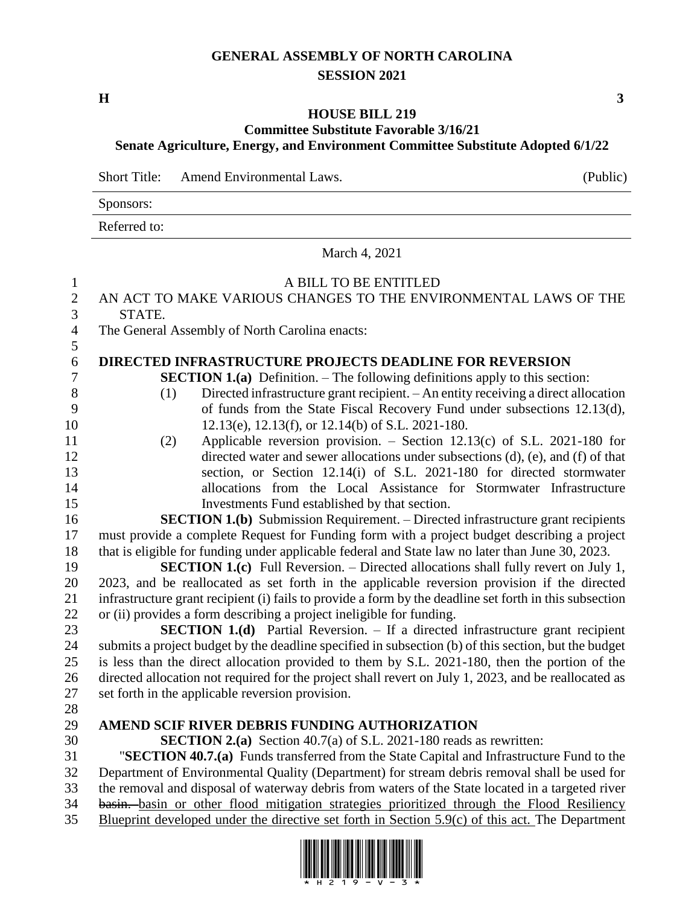# GENERAL ASSEMBLY OF NORTH CAROLINA
## SESSION 2021

**H** **3**

**HOUSE BILL 219**
**Committee Substitute Favorable 3/16/21**
**Senate Agriculture, Energy, and Environment Committee Substitute Adopted 6/1/22**

Short Title: Amend Environmental Laws. (Public)

Sponsors:

Referred to:

March 4, 2021

A BILL TO BE ENTITLED

AN ACT TO MAKE VARIOUS CHANGES TO THE ENVIRONMENTAL LAWS OF THE STATE.

The General Assembly of North Carolina enacts:

**DIRECTED INFRASTRUCTURE PROJECTS DEADLINE FOR REVERSION**

**SECTION 1.(a)** Definition. – The following definitions apply to this section:

(1) Directed infrastructure grant recipient. – An entity receiving a direct allocation of funds from the State Fiscal Recovery Fund under subsections 12.13(d), 12.13(e), 12.13(f), or 12.14(b) of S.L. 2021-180.

(2) Applicable reversion provision. – Section 12.13(c) of S.L. 2021-180 for directed water and sewer allocations under subsections (d), (e), and (f) of that section, or Section 12.14(i) of S.L. 2021-180 for directed stormwater allocations from the Local Assistance for Stormwater Infrastructure Investments Fund established by that section.

**SECTION 1.(b)** Submission Requirement. – Directed infrastructure grant recipients must provide a complete Request for Funding form with a project budget describing a project that is eligible for funding under applicable federal and State law no later than June 30, 2023.

**SECTION 1.(c)** Full Reversion. – Directed allocations shall fully revert on July 1, 2023, and be reallocated as set forth in the applicable reversion provision if the directed infrastructure grant recipient (i) fails to provide a form by the deadline set forth in this subsection or (ii) provides a form describing a project ineligible for funding.

**SECTION 1.(d)** Partial Reversion. – If a directed infrastructure grant recipient submits a project budget by the deadline specified in subsection (b) of this section, but the budget is less than the direct allocation provided to them by S.L. 2021-180, then the portion of the directed allocation not required for the project shall revert on July 1, 2023, and be reallocated as set forth in the applicable reversion provision.

**AMEND SCIF RIVER DEBRIS FUNDING AUTHORIZATION**

**SECTION 2.(a)** Section 40.7(a) of S.L. 2021-180 reads as rewritten:

"**SECTION 40.7.(a)** Funds transferred from the State Capital and Infrastructure Fund to the Department of Environmental Quality (Department) for stream debris removal shall be used for the removal and disposal of waterway debris from waters of the State located in a targeted river ~~basin.~~ <u>basin or other flood mitigation strategies prioritized through the Flood Resiliency Blueprint developed under the directive set forth in Section 5.9(c) of this act.</u> The Department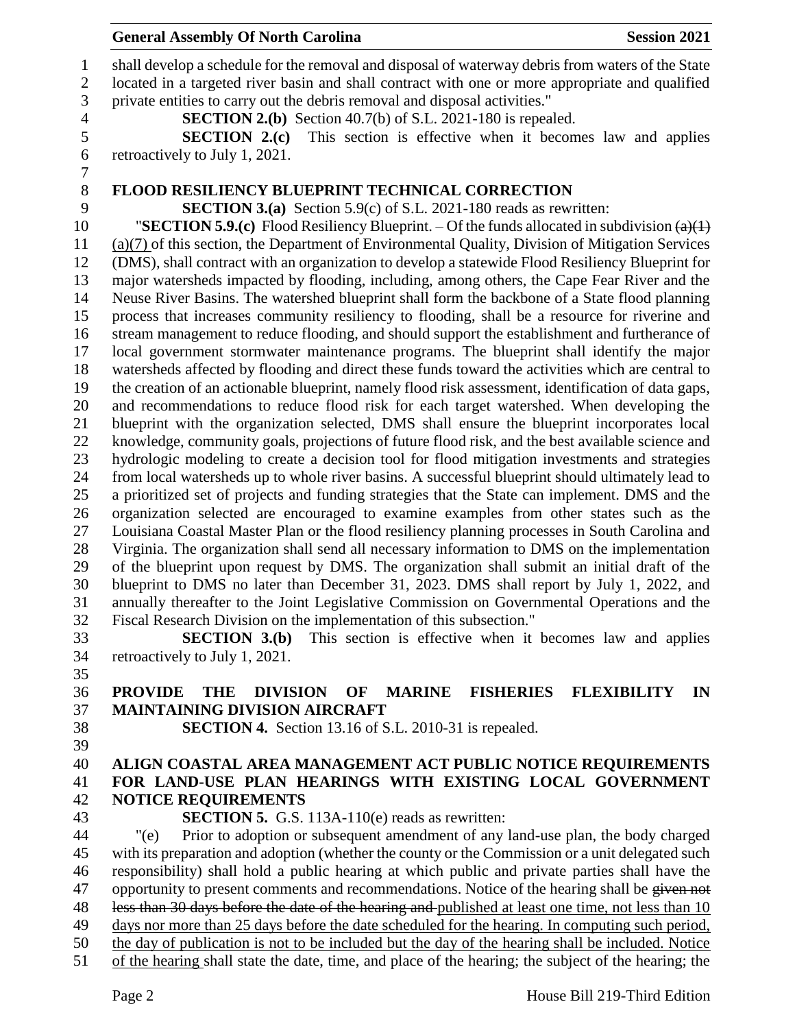shall develop a schedule for the removal and disposal of waterway debris from waters of the State located in a targeted river basin and shall contract with one or more appropriate and qualified private entities to carry out the debris removal and disposal activities."

**SECTION 2.(b)** Section 40.7(b) of S.L. 2021-180 is repealed.

**SECTION 2.(c)** This section is effective when it becomes law and applies retroactively to July 1, 2021.

## FLOOD RESILIENCY BLUEPRINT TECHNICAL CORRECTION

**SECTION 3.(a)** Section 5.9(c) of S.L. 2021-180 reads as rewritten:

"**SECTION 5.9.(c)** Flood Resiliency Blueprint. – Of the funds allocated in subdivision ~~(a)(1)~~ (a)(7) of this section, the Department of Environmental Quality, Division of Mitigation Services (DMS), shall contract with an organization to develop a statewide Flood Resiliency Blueprint for major watersheds impacted by flooding, including, among others, the Cape Fear River and the Neuse River Basins. The watershed blueprint shall form the backbone of a State flood planning process that increases community resiliency to flooding, shall be a resource for riverine and stream management to reduce flooding, and should support the establishment and furtherance of local government stormwater maintenance programs. The blueprint shall identify the major watersheds affected by flooding and direct these funds toward the activities which are central to the creation of an actionable blueprint, namely flood risk assessment, identification of data gaps, and recommendations to reduce flood risk for each target watershed. When developing the blueprint with the organization selected, DMS shall ensure the blueprint incorporates local knowledge, community goals, projections of future flood risk, and the best available science and hydrologic modeling to create a decision tool for flood mitigation investments and strategies from local watersheds up to whole river basins. A successful blueprint should ultimately lead to a prioritized set of projects and funding strategies that the State can implement. DMS and the organization selected are encouraged to examine examples from other states such as the Louisiana Coastal Master Plan or the flood resiliency planning processes in South Carolina and Virginia. The organization shall send all necessary information to DMS on the implementation of the blueprint upon request by DMS. The organization shall submit an initial draft of the blueprint to DMS no later than December 31, 2023. DMS shall report by July 1, 2022, and annually thereafter to the Joint Legislative Commission on Governmental Operations and the Fiscal Research Division on the implementation of this subsection."

**SECTION 3.(b)** This section is effective when it becomes law and applies retroactively to July 1, 2021.

## PROVIDE THE DIVISION OF MARINE FISHERIES FLEXIBILITY IN MAINTAINING DIVISION AIRCRAFT

**SECTION 4.** Section 13.16 of S.L. 2010-31 is repealed.

## ALIGN COASTAL AREA MANAGEMENT ACT PUBLIC NOTICE REQUIREMENTS FOR LAND-USE PLAN HEARINGS WITH EXISTING LOCAL GOVERNMENT NOTICE REQUIREMENTS

**SECTION 5.** G.S. 113A-110(e) reads as rewritten:

"(e) Prior to adoption or subsequent amendment of any land-use plan, the body charged with its preparation and adoption (whether the county or the Commission or a unit delegated such responsibility) shall hold a public hearing at which public and private parties shall have the opportunity to present comments and recommendations. Notice of the hearing shall be ~~given not less than 30 days before the date of the hearing and~~ published at least one time, not less than 10 days nor more than 25 days before the date scheduled for the hearing. In computing such period, the day of publication is not to be included but the day of the hearing shall be included. Notice of the hearing shall state the date, time, and place of the hearing; the subject of the hearing; the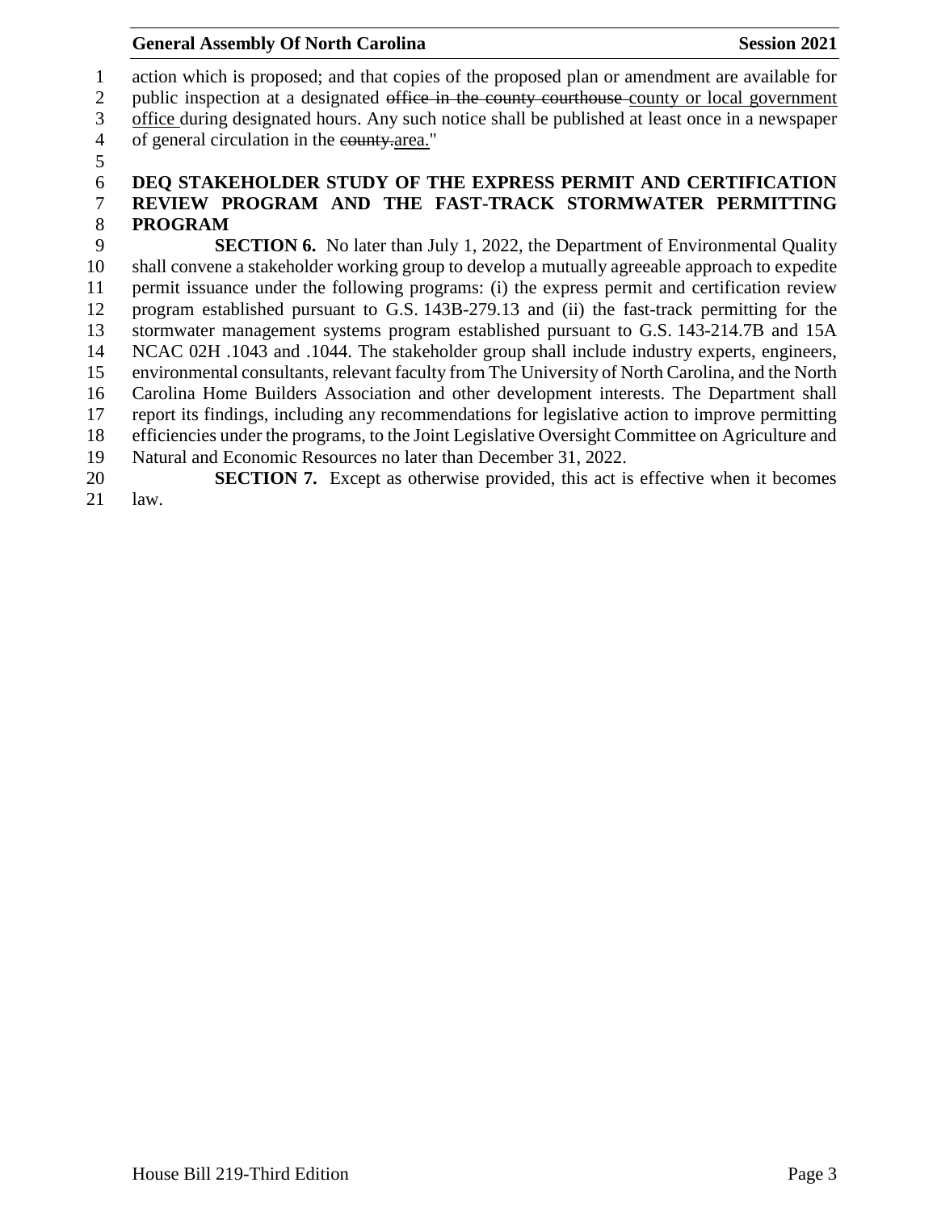action which is proposed; and that copies of the proposed plan or amendment are available for public inspection at a designated ~~office in the county courthouse~~ county or local government office during designated hours. Any such notice shall be published at least once in a newspaper of general circulation in the ~~county.~~area."

**DEQ STAKEHOLDER STUDY OF THE EXPRESS PERMIT AND CERTIFICATION REVIEW PROGRAM AND THE FAST-TRACK STORMWATER PERMITTING PROGRAM**

**SECTION 6.** No later than July 1, 2022, the Department of Environmental Quality shall convene a stakeholder working group to develop a mutually agreeable approach to expedite permit issuance under the following programs: (i) the express permit and certification review program established pursuant to G.S. 143B-279.13 and (ii) the fast-track permitting for the stormwater management systems program established pursuant to G.S. 143-214.7B and 15A NCAC 02H .1043 and .1044. The stakeholder group shall include industry experts, engineers, environmental consultants, relevant faculty from The University of North Carolina, and the North Carolina Home Builders Association and other development interests. The Department shall report its findings, including any recommendations for legislative action to improve permitting efficiencies under the programs, to the Joint Legislative Oversight Committee on Agriculture and Natural and Economic Resources no later than December 31, 2022.

**SECTION 7.** Except as otherwise provided, this act is effective when it becomes law.